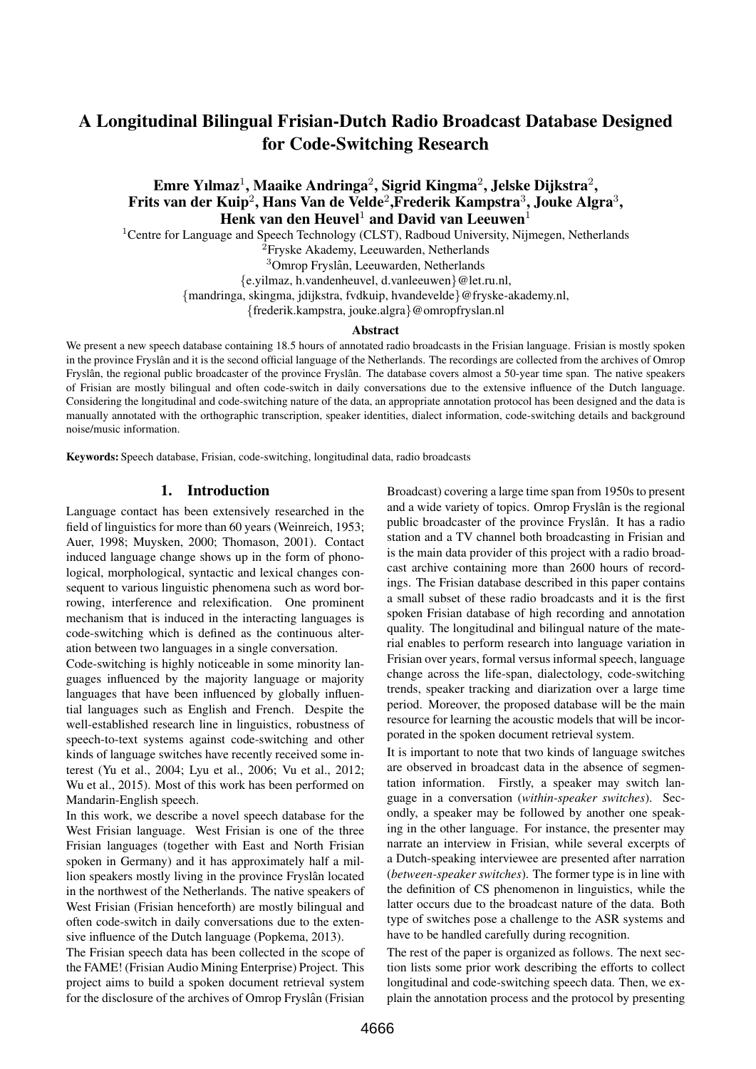# A Longitudinal Bilingual Frisian-Dutch Radio Broadcast Database Designed for Code-Switching Research

**Emre Yılmaz[1], Maaike Andringa[2], Sigrid Kingma[2], Jelske Dijkstra[2], Frits van der Kuip[2], Hans Van de Velde[2], Frederik Kampstra[3], Jouke Algra[3], Henk van den Heuvel[1] and David van Leeuwen[1]**

[1]Centre for Language and Speech Technology (CLST), Radboud University, Nijmegen, Netherlands
[2]Fryske Akademy, Leeuwarden, Netherlands
[3]Omrop Fryslân, Leeuwarden, Netherlands
{e.yilmaz, h.vandenheuvel, d.vanleeuwen}@let.ru.nl,
{mandringa, skingma, jdijkstra, fvdkuip, hvandevelde}@fryske-akademy.nl,
{frederik.kampstra, jouke.algra}@omropfryslan.nl

### Abstract

We present a new speech database containing 18.5 hours of annotated radio broadcasts in the Frisian language. Frisian is mostly spoken in the province Fryslân and it is the second official language of the Netherlands. The recordings are collected from the archives of Omrop Fryslân, the regional public broadcaster of the province Fryslân. The database covers almost a 50-year time span. The native speakers of Frisian are mostly bilingual and often code-switch in daily conversations due to the extensive influence of the Dutch language. Considering the longitudinal and code-switching nature of the data, an appropriate annotation protocol has been designed and the data is manually annotated with the orthographic transcription, speaker identities, dialect information, code-switching details and background noise/music information.

**Keywords:** Speech database, Frisian, code-switching, longitudinal data, radio broadcasts

## 1. Introduction

Language contact has been extensively researched in the field of linguistics for more than 60 years (Weinreich, 1953; Auer, 1998; Muysken, 2000; Thomason, 2001). Contact induced language change shows up in the form of phonological, morphological, syntactic and lexical changes consequent to various linguistic phenomena such as word borrowing, interference and relexification. One prominent mechanism that is induced in the interacting languages is code-switching which is defined as the continuous alteration between two languages in a single conversation.

Code-switching is highly noticeable in some minority languages influenced by the majority language or majority languages that have been influenced by globally influential languages such as English and French. Despite the well-established research line in linguistics, robustness of speech-to-text systems against code-switching and other kinds of language switches have recently received some interest (Yu et al., 2004; Lyu et al., 2006; Vu et al., 2012; Wu et al., 2015). Most of this work has been performed on Mandarin-English speech.

In this work, we describe a novel speech database for the West Frisian language. West Frisian is one of the three Frisian languages (together with East and North Frisian spoken in Germany) and it has approximately half a million speakers mostly living in the province Fryslân located in the northwest of the Netherlands. The native speakers of West Frisian (Frisian henceforth) are mostly bilingual and often code-switch in daily conversations due to the extensive influence of the Dutch language (Popkema, 2013).

The Frisian speech data has been collected in the scope of the FAME! (Frisian Audio Mining Enterprise) Project. This project aims to build a spoken document retrieval system for the disclosure of the archives of Omrop Fryslân (Frisian Broadcast) covering a large time span from 1950s to present and a wide variety of topics. Omrop Fryslân is the regional public broadcaster of the province Fryslân. It has a radio station and a TV channel both broadcasting in Frisian and is the main data provider of this project with a radio broadcast archive containing more than 2600 hours of recordings. The Frisian database described in this paper contains a small subset of these radio broadcasts and it is the first spoken Frisian database of high recording and annotation quality. The longitudinal and bilingual nature of the material enables to perform research into language variation in Frisian over years, formal versus informal speech, language change across the life-span, dialectology, code-switching trends, speaker tracking and diarization over a large time period. Moreover, the proposed database will be the main resource for learning the acoustic models that will be incorporated in the spoken document retrieval system.

It is important to note that two kinds of language switches are observed in broadcast data in the absence of segmentation information. Firstly, a speaker may switch language in a conversation (*within-speaker switches*). Secondly, a speaker may be followed by another one speaking in the other language. For instance, the presenter may narrate an interview in Frisian, while several excerpts of a Dutch-speaking interviewee are presented after narration (*between-speaker switches*). The former type is in line with the definition of CS phenomenon in linguistics, while the latter occurs due to the broadcast nature of the data. Both type of switches pose a challenge to the ASR systems and have to be handled carefully during recognition.

The rest of the paper is organized as follows. The next section lists some prior work describing the efforts to collect longitudinal and code-switching speech data. Then, we explain the annotation process and the protocol by presenting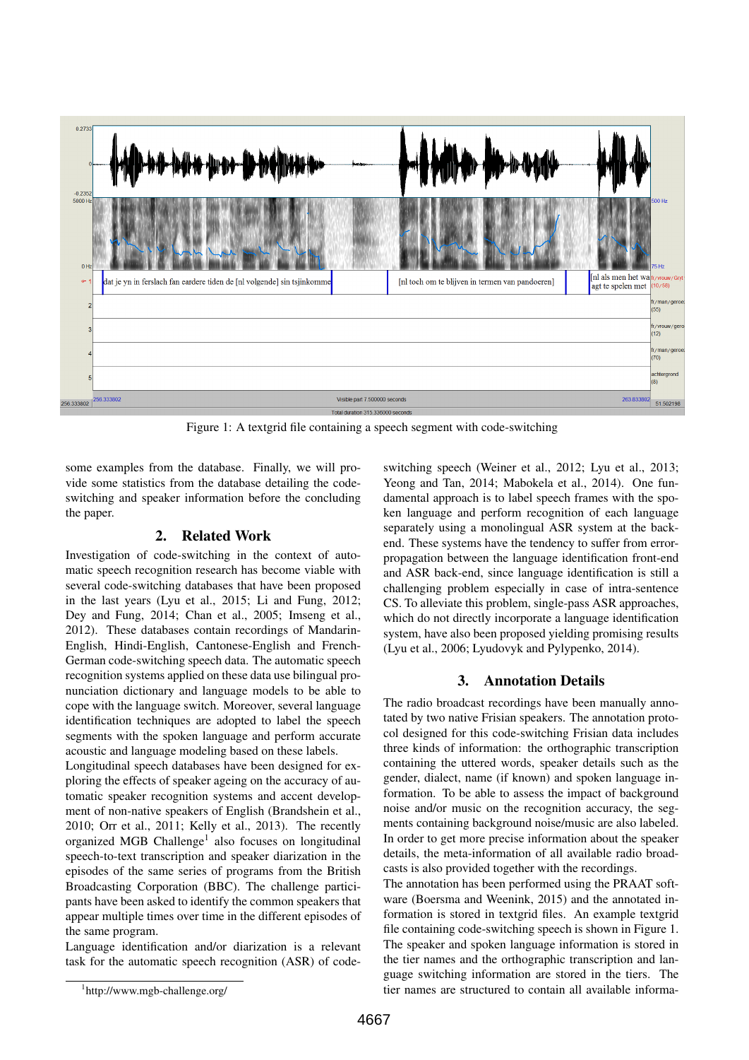Figure 1: A textgrid file containing a speech segment with code-switching

some examples from the database. Finally, we will provide some statistics from the database detailing the code-switching and speaker information before the concluding the paper.

## 2. Related Work

Investigation of code-switching in the context of automatic speech recognition research has become viable with several code-switching databases that have been proposed in the last years (Lyu et al., 2015; Li and Fung, 2012; Dey and Fung, 2014; Chan et al., 2005; Imseng et al., 2012). These databases contain recordings of Mandarin-English, Hindi-English, Cantonese-English and French-German code-switching speech data. The automatic speech recognition systems applied on these data use bilingual pronunciation dictionary and language models to be able to cope with the language switch. Moreover, several language identification techniques are adopted to label the speech segments with the spoken language and perform accurate acoustic and language modeling based on these labels.

Longitudinal speech databases have been designed for exploring the effects of speaker ageing on the accuracy of automatic speaker recognition systems and accent development of non-native speakers of English (Brandshein et al., 2010; Orr et al., 2011; Kelly et al., 2013). The recently organized MGB Challenge[1] also focuses on longitudinal speech-to-text transcription and speaker diarization in the episodes of the same series of programs from the British Broadcasting Corporation (BBC). The challenge participants have been asked to identify the common speakers that appear multiple times over time in the different episodes of the same program.

Language identification and/or diarization is a relevant task for the automatic speech recognition (ASR) of code-switching speech (Weiner et al., 2012; Lyu et al., 2013; Yeong and Tan, 2014; Mabokela et al., 2014). One fundamental approach is to label speech frames with the spoken language and perform recognition of each language separately using a monolingual ASR system at the back-end. These systems have the tendency to suffer from error-propagation between the language identification front-end and ASR back-end, since language identification is still a challenging problem especially in case of intra-sentence CS. To alleviate this problem, single-pass ASR approaches, which do not directly incorporate a language identification system, have also been proposed yielding promising results (Lyu et al., 2006; Lyudovyk and Pylypenko, 2014).

## 3. Annotation Details

The radio broadcast recordings have been manually annotated by two native Frisian speakers. The annotation protocol designed for this code-switching Frisian data includes three kinds of information: the orthographic transcription containing the uttered words, speaker details such as the gender, dialect, name (if known) and spoken language information. To be able to assess the impact of background noise and/or music on the recognition accuracy, the segments containing background noise/music are also labeled. In order to get more precise information about the speaker details, the meta-information of all available radio broadcasts is also provided together with the recordings.

The annotation has been performed using the PRAAT software (Boersma and Weenink, 2015) and the annotated information is stored in textgrid files. An example textgrid file containing code-switching speech is shown in Figure 1. The speaker and spoken language information is stored in the tier names and the orthographic transcription and language switching information are stored in the tiers. The tier names are structured to contain all available informa-

[1] http://www.mgb-challenge.org/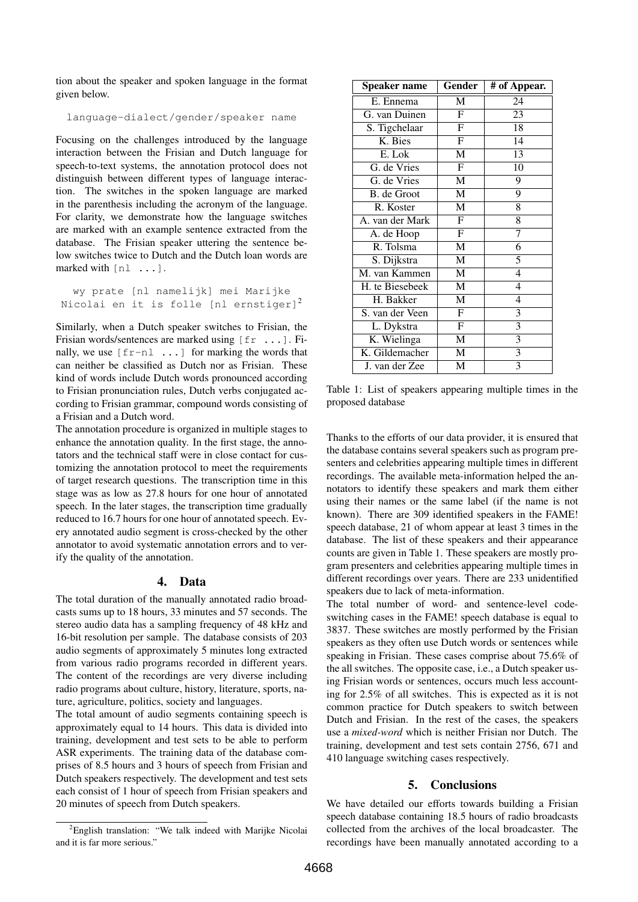tion about the speaker and spoken language in the format given below.

```
language-dialect/gender/speaker name
```

Focusing on the challenges introduced by the language interaction between the Frisian and Dutch language for speech-to-text systems, the annotation protocol does not distinguish between different types of language interaction. The switches in the spoken language are marked in the parenthesis including the acronym of the language. For clarity, we demonstrate how the language switches are marked with an example sentence extracted from the database. The Frisian speaker uttering the sentence below switches twice to Dutch and the Dutch loan words are marked with `[nl ...]`.

```
wy prate [nl namelijk] mei Marijke Nicolai en it is folle [nl ernstiger]
```
[2]

Similarly, when a Dutch speaker switches to Frisian, the Frisian words/sentences are marked using `[fr ...]`. Finally, we use `[fr-nl ...]` for marking the words that can neither be classified as Dutch nor as Frisian. These kind of words include Dutch words pronounced according to Frisian pronunciation rules, Dutch verbs conjugated according to Frisian grammar, compound words consisting of a Frisian and a Dutch word.

The annotation procedure is organized in multiple stages to enhance the annotation quality. In the first stage, the annotators and the technical staff were in close contact for customizing the annotation protocol to meet the requirements of target research questions. The transcription time in this stage was as low as 27.8 hours for one hour of annotated speech. In the later stages, the transcription time gradually reduced to 16.7 hours for one hour of annotated speech. Every annotated audio segment is cross-checked by the other annotator to avoid systematic annotation errors and to verify the quality of the annotation.

## 4. Data

The total duration of the manually annotated radio broadcasts sums up to 18 hours, 33 minutes and 57 seconds. The stereo audio data has a sampling frequency of 48 kHz and 16-bit resolution per sample. The database consists of 203 audio segments of approximately 5 minutes long extracted from various radio programs recorded in different years. The content of the recordings are very diverse including radio programs about culture, history, literature, sports, nature, agriculture, politics, society and languages.

The total amount of audio segments containing speech is approximately equal to 14 hours. This data is divided into training, development and test sets to be able to perform ASR experiments. The training data of the database comprises of 8.5 hours and 3 hours of speech from Frisian and Dutch speakers respectively. The development and test sets each consist of 1 hour of speech from Frisian speakers and 20 minutes of speech from Dutch speakers.

| Speaker name | Gender | # of Appear. |
|---|---|---|
| E. Ennema | M | 24 |
| G. van Duinen | F | 23 |
| S. Tigchelaar | F | 18 |
| K. Bies | F | 14 |
| E. Lok | M | 13 |
| G. de Vries | F | 10 |
| G. de Vries | M | 9 |
| B. de Groot | M | 9 |
| R. Koster | M | 8 |
| A. van der Mark | F | 8 |
| A. de Hoop | F | 7 |
| R. Tolsma | M | 6 |
| S. Dijkstra | M | 5 |
| M. van Kammen | M | 4 |
| H. te Biesebeek | M | 4 |
| H. Bakker | M | 4 |
| S. van der Veen | F | 3 |
| L. Dykstra | F | 3 |
| K. Wielinga | M | 3 |
| K. Gildemacher | M | 3 |
| J. van der Zee | M | 3 |

Table 1: List of speakers appearing multiple times in the proposed database

Thanks to the efforts of our data provider, it is ensured that the database contains several speakers such as program presenters and celebrities appearing multiple times in different recordings. The available meta-information helped the annotators to identify these speakers and mark them either using their names or the same label (if the name is not known). There are 309 identified speakers in the FAME! speech database, 21 of whom appear at least 3 times in the database. The list of these speakers and their appearance counts are given in Table 1. These speakers are mostly program presenters and celebrities appearing multiple times in different recordings over years. There are 233 unidentified speakers due to lack of meta-information.

The total number of word- and sentence-level code-switching cases in the FAME! speech database is equal to 3837. These switches are mostly performed by the Frisian speakers as they often use Dutch words or sentences while speaking in Frisian. These cases comprise about 75.6% of the all switches. The opposite case, i.e., a Dutch speaker using Frisian words or sentences, occurs much less accounting for 2.5% of all switches. This is expected as it is not common practice for Dutch speakers to switch between Dutch and Frisian. In the rest of the cases, the speakers use a *mixed-word* which is neither Frisian nor Dutch. The training, development and test sets contain 2756, 671 and 410 language switching cases respectively.

## 5. Conclusions

We have detailed our efforts towards building a Frisian speech database containing 18.5 hours of radio broadcasts collected from the archives of the local broadcaster. The recordings have been manually annotated according to a

[2] English translation: "We talk indeed with Marijke Nicolai and it is far more serious."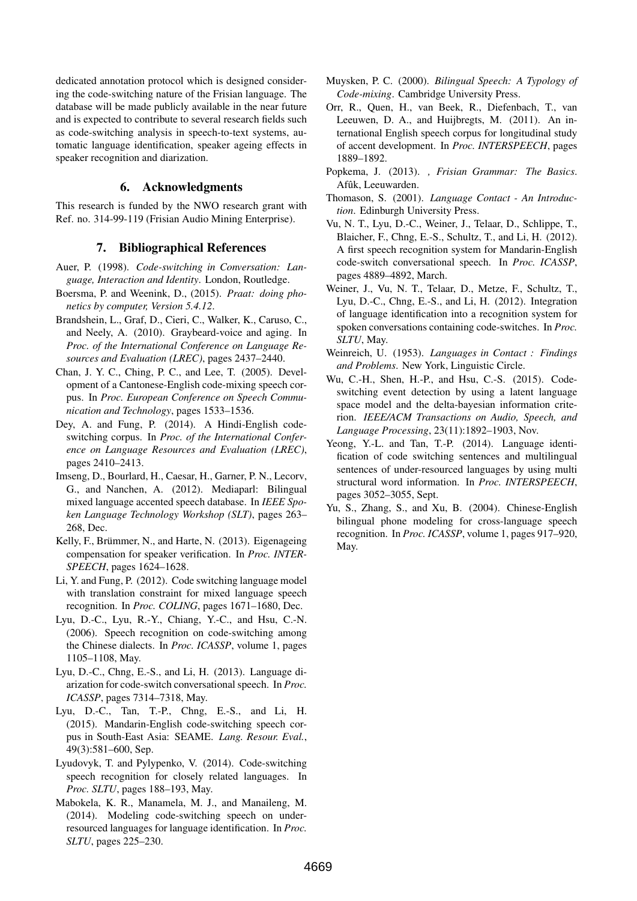dedicated annotation protocol which is designed considering the code-switching nature of the Frisian language. The database will be made publicly available in the near future and is expected to contribute to several research fields such as code-switching analysis in speech-to-text systems, automatic language identification, speaker ageing effects in speaker recognition and diarization.

## 6. Acknowledgments

This research is funded by the NWO research grant with Ref. no. 314-99-119 (Frisian Audio Mining Enterprise).

## 7. Bibliographical References

Auer, P. (1998). *Code-switching in Conversation: Language, Interaction and Identity*. London, Routledge.

Boersma, P. and Weenink, D., (2015). *Praat: doing phonetics by computer, Version 5.4.12*.

Brandshein, L., Graf, D., Cieri, C., Walker, K., Caruso, C., and Neely, A. (2010). Graybeard-voice and aging. In *Proc. of the International Conference on Language Resources and Evaluation (LREC)*, pages 2437–2440.

Chan, J. Y. C., Ching, P. C., and Lee, T. (2005). Development of a Cantonese-English code-mixing speech corpus. In *Proc. European Conference on Speech Communication and Technology*, pages 1533–1536.

Dey, A. and Fung, P. (2014). A Hindi-English code-switching corpus. In *Proc. of the International Conference on Language Resources and Evaluation (LREC)*, pages 2410–2413.

Imseng, D., Bourlard, H., Caesar, H., Garner, P. N., Lecorv, G., and Nanchen, A. (2012). Mediaparl: Bilingual mixed language accented speech database. In *IEEE Spoken Language Technology Workshop (SLT)*, pages 263–268, Dec.

Kelly, F., Brümmer, N., and Harte, N. (2013). Eigenageing compensation for speaker verification. In *Proc. INTERSPEECH*, pages 1624–1628.

Li, Y. and Fung, P. (2012). Code switching language model with translation constraint for mixed language speech recognition. In *Proc. COLING*, pages 1671–1680, Dec.

Lyu, D.-C., Lyu, R.-Y., Chiang, Y.-C., and Hsu, C.-N. (2006). Speech recognition on code-switching among the Chinese dialects. In *Proc. ICASSP*, volume 1, pages 1105–1108, May.

Lyu, D.-C., Chng, E.-S., and Li, H. (2013). Language diarization for code-switch conversational speech. In *Proc. ICASSP*, pages 7314–7318, May.

Lyu, D.-C., Tan, T.-P., Chng, E.-S., and Li, H. (2015). Mandarin-English code-switching speech corpus in South-East Asia: SEAME. *Lang. Resour. Eval.*, 49(3):581–600, Sep.

Lyudovyk, T. and Pylypenko, V. (2014). Code-switching speech recognition for closely related languages. In *Proc. SLTU*, pages 188–193, May.

Mabokela, K. R., Manamela, M. J., and Manaileng, M. (2014). Modeling code-switching speech on under-resourced languages for language identification. In *Proc. SLTU*, pages 225–230.

Muysken, P. C. (2000). *Bilingual Speech: A Typology of Code-mixing*. Cambridge University Press.

Orr, R., Quen, H., van Beek, R., Diefenbach, T., van Leeuwen, D. A., and Huijbregts, M. (2011). An international English speech corpus for longitudinal study of accent development. In *Proc. INTERSPEECH*, pages 1889–1892.

Popkema, J. (2013). *, Frisian Grammar: The Basics*. Afûk, Leeuwarden.

Thomason, S. (2001). *Language Contact - An Introduction*. Edinburgh University Press.

Vu, N. T., Lyu, D.-C., Weiner, J., Telaar, D., Schlippe, T., Blaicher, F., Chng, E.-S., Schultz, T., and Li, H. (2012). A first speech recognition system for Mandarin-English code-switch conversational speech. In *Proc. ICASSP*, pages 4889–4892, March.

Weiner, J., Vu, N. T., Telaar, D., Metze, F., Schultz, T., Lyu, D.-C., Chng, E.-S., and Li, H. (2012). Integration of language identification into a recognition system for spoken conversations containing code-switches. In *Proc. SLTU*, May.

Weinreich, U. (1953). *Languages in Contact : Findings and Problems*. New York, Linguistic Circle.

Wu, C.-H., Shen, H.-P., and Hsu, C.-S. (2015). Code-switching event detection by using a latent language space model and the delta-bayesian information criterion. *IEEE/ACM Transactions on Audio, Speech, and Language Processing*, 23(11):1892–1903, Nov.

Yeong, Y.-L. and Tan, T.-P. (2014). Language identification of code switching sentences and multilingual sentences of under-resourced languages by using multi structural word information. In *Proc. INTERSPEECH*, pages 3052–3055, Sept.

Yu, S., Zhang, S., and Xu, B. (2004). Chinese-English bilingual phone modeling for cross-language speech recognition. In *Proc. ICASSP*, volume 1, pages 917–920, May.